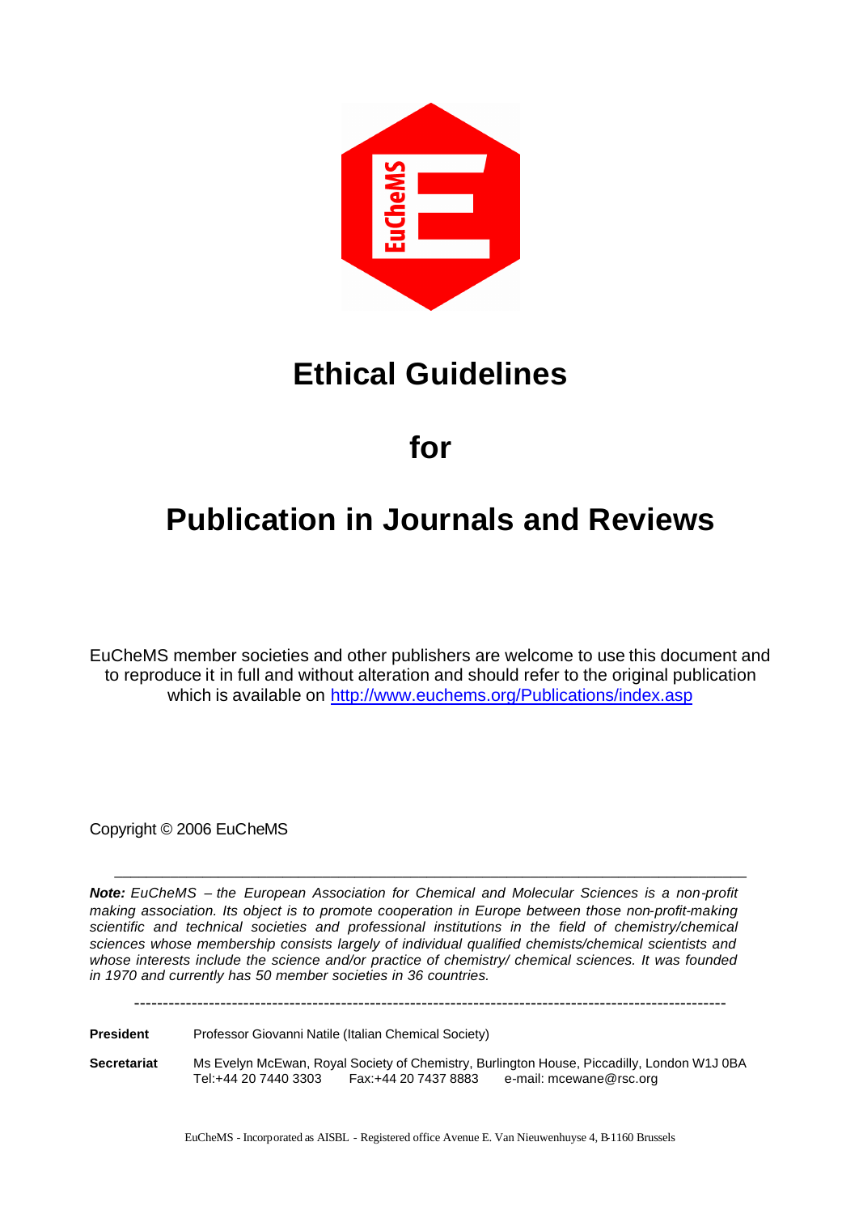# Ethical Guidelines

# for

# Publication in Journals and Reviews

EuCheMS member societies and other publishers are welcome to use this document and to reproduce it in full and without alteration and should refer to the original publication which is available on http://www.euchems.org/Publications/index.asp

Copyright © 2006 EuCheMS

---

***Note:*** *EuCheMS – the European Association for Chemical and Molecular Sciences is a non-profit making association. Its object is to promote cooperation in Europe between those non-profit-making scientific and technical societies and professional institutions in the field of chemistry/chemical sciences whose membership consists largely of individual qualified chemists/chemical scientists and whose interests include the science and/or practice of chemistry/ chemical sciences. It was founded in 1970 and currently has 50 member societies in 36 countries.*

---

**President** Professor Giovanni Natile (Italian Chemical Society)

**Secretariat** Ms Evelyn McEwan, Royal Society of Chemistry, Burlington House, Piccadilly, London W1J 0BA
Tel:+44 20 7440 3303 Fax:+44 20 7437 8883 e-mail: mcewane@rsc.org

EuCheMS - Incorporated as AISBL - Registered office Avenue E. Van Nieuwenhuyse 4, B-1160 Brussels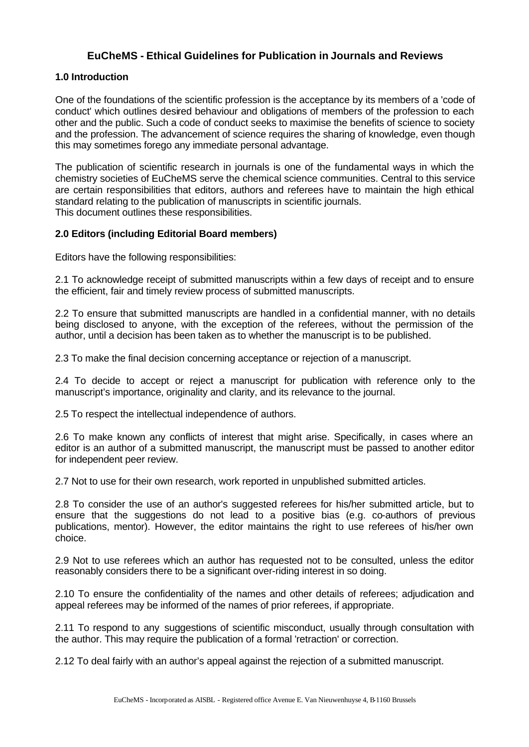# EuCheMS - Ethical Guidelines for Publication in Journals and Reviews

## 1.0 Introduction

One of the foundations of the scientific profession is the acceptance by its members of a 'code of conduct' which outlines desired behaviour and obligations of members of the profession to each other and the public. Such a code of conduct seeks to maximise the benefits of science to society and the profession. The advancement of science requires the sharing of knowledge, even though this may sometimes forego any immediate personal advantage.

The publication of scientific research in journals is one of the fundamental ways in which the chemistry societies of EuCheMS serve the chemical science communities. Central to this service are certain responsibilities that editors, authors and referees have to maintain the high ethical standard relating to the publication of manuscripts in scientific journals.
This document outlines these responsibilities.

## 2.0 Editors (including Editorial Board members)

Editors have the following responsibilities:

2.1 To acknowledge receipt of submitted manuscripts within a few days of receipt and to ensure the efficient, fair and timely review process of submitted manuscripts.

2.2 To ensure that submitted manuscripts are handled in a confidential manner, with no details being disclosed to anyone, with the exception of the referees, without the permission of the author, until a decision has been taken as to whether the manuscript is to be published.

2.3 To make the final decision concerning acceptance or rejection of a manuscript.

2.4 To decide to accept or reject a manuscript for publication with reference only to the manuscript's importance, originality and clarity, and its relevance to the journal.

2.5 To respect the intellectual independence of authors.

2.6 To make known any conflicts of interest that might arise. Specifically, in cases where an editor is an author of a submitted manuscript, the manuscript must be passed to another editor for independent peer review.

2.7 Not to use for their own research, work reported in unpublished submitted articles.

2.8 To consider the use of an author's suggested referees for his/her submitted article, but to ensure that the suggestions do not lead to a positive bias (e.g. co-authors of previous publications, mentor). However, the editor maintains the right to use referees of his/her own choice.

2.9 Not to use referees which an author has requested not to be consulted, unless the editor reasonably considers there to be a significant over-riding interest in so doing.

2.10 To ensure the confidentiality of the names and other details of referees; adjudication and appeal referees may be informed of the names of prior referees, if appropriate.

2.11 To respond to any suggestions of scientific misconduct, usually through consultation with the author. This may require the publication of a formal 'retraction' or correction.

2.12 To deal fairly with an author's appeal against the rejection of a submitted manuscript.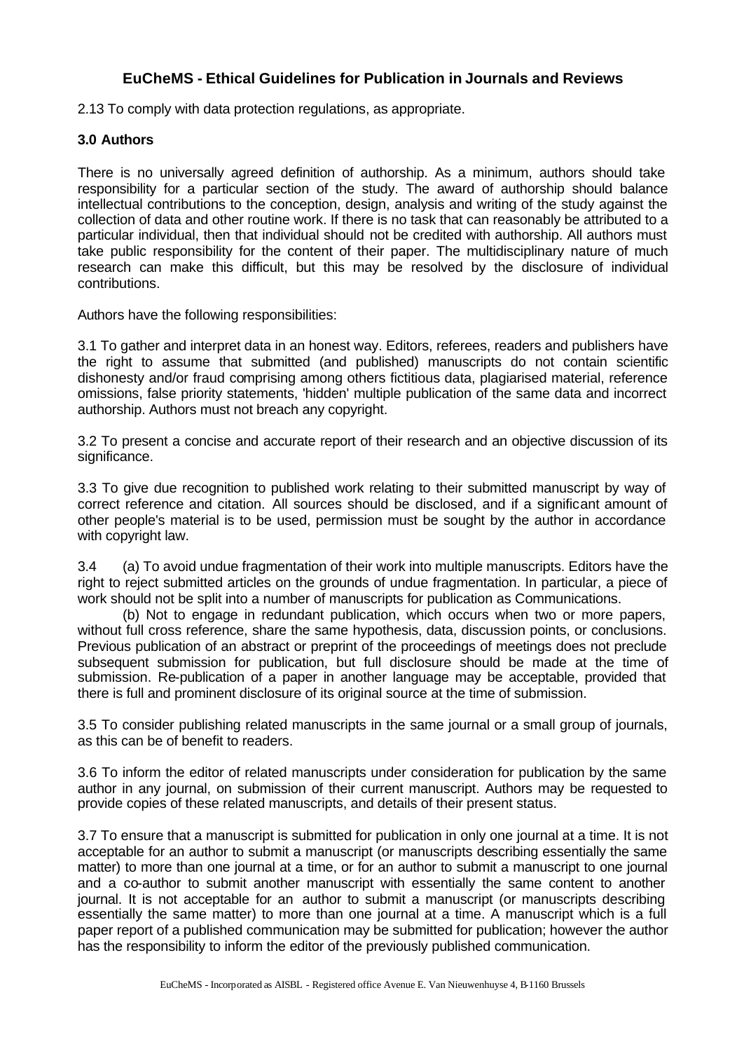2.13 To comply with data protection regulations, as appropriate.

## 3.0 Authors

There is no universally agreed definition of authorship. As a minimum, authors should take responsibility for a particular section of the study. The award of authorship should balance intellectual contributions to the conception, design, analysis and writing of the study against the collection of data and other routine work. If there is no task that can reasonably be attributed to a particular individual, then that individual should not be credited with authorship. All authors must take public responsibility for the content of their paper. The multidisciplinary nature of much research can make this difficult, but this may be resolved by the disclosure of individual contributions.

Authors have the following responsibilities:

3.1 To gather and interpret data in an honest way. Editors, referees, readers and publishers have the right to assume that submitted (and published) manuscripts do not contain scientific dishonesty and/or fraud comprising among others fictitious data, plagiarised material, reference omissions, false priority statements, 'hidden' multiple publication of the same data and incorrect authorship. Authors must not breach any copyright.

3.2 To present a concise and accurate report of their research and an objective discussion of its significance.

3.3 To give due recognition to published work relating to their submitted manuscript by way of correct reference and citation. All sources should be disclosed, and if a significant amount of other people's material is to be used, permission must be sought by the author in accordance with copyright law.

3.4 (a) To avoid undue fragmentation of their work into multiple manuscripts. Editors have the right to reject submitted articles on the grounds of undue fragmentation. In particular, a piece of work should not be split into a number of manuscripts for publication as Communications.

(b) Not to engage in redundant publication, which occurs when two or more papers, without full cross reference, share the same hypothesis, data, discussion points, or conclusions. Previous publication of an abstract or preprint of the proceedings of meetings does not preclude subsequent submission for publication, but full disclosure should be made at the time of submission. Re-publication of a paper in another language may be acceptable, provided that there is full and prominent disclosure of its original source at the time of submission.

3.5 To consider publishing related manuscripts in the same journal or a small group of journals, as this can be of benefit to readers.

3.6 To inform the editor of related manuscripts under consideration for publication by the same author in any journal, on submission of their current manuscript. Authors may be requested to provide copies of these related manuscripts, and details of their present status.

3.7 To ensure that a manuscript is submitted for publication in only one journal at a time. It is not acceptable for an author to submit a manuscript (or manuscripts describing essentially the same matter) to more than one journal at a time, or for an author to submit a manuscript to one journal and a co-author to submit another manuscript with essentially the same content to another journal. It is not acceptable for an author to submit a manuscript (or manuscripts describing essentially the same matter) to more than one journal at a time. A manuscript which is a full paper report of a published communication may be submitted for publication; however the author has the responsibility to inform the editor of the previously published communication.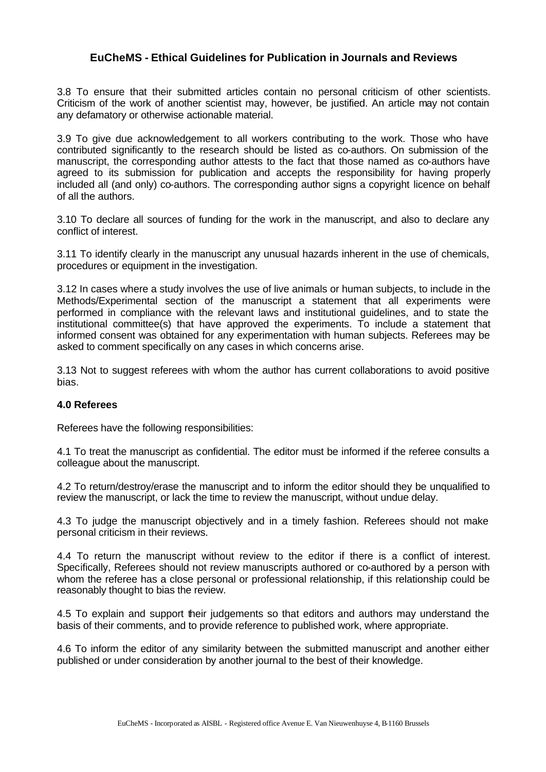3.8 To ensure that their submitted articles contain no personal criticism of other scientists. Criticism of the work of another scientist may, however, be justified. An article may not contain any defamatory or otherwise actionable material.

3.9 To give due acknowledgement to all workers contributing to the work. Those who have contributed significantly to the research should be listed as co-authors. On submission of the manuscript, the corresponding author attests to the fact that those named as co-authors have agreed to its submission for publication and accepts the responsibility for having properly included all (and only) co-authors. The corresponding author signs a copyright licence on behalf of all the authors.

3.10 To declare all sources of funding for the work in the manuscript, and also to declare any conflict of interest.

3.11 To identify clearly in the manuscript any unusual hazards inherent in the use of chemicals, procedures or equipment in the investigation.

3.12 In cases where a study involves the use of live animals or human subjects, to include in the Methods/Experimental section of the manuscript a statement that all experiments were performed in compliance with the relevant laws and institutional guidelines, and to state the institutional committee(s) that have approved the experiments. To include a statement that informed consent was obtained for any experimentation with human subjects. Referees may be asked to comment specifically on any cases in which concerns arise.

3.13 Not to suggest referees with whom the author has current collaborations to avoid positive bias.

**4.0 Referees**

Referees have the following responsibilities:

4.1 To treat the manuscript as confidential. The editor must be informed if the referee consults a colleague about the manuscript.

4.2 To return/destroy/erase the manuscript and to inform the editor should they be unqualified to review the manuscript, or lack the time to review the manuscript, without undue delay.

4.3 To judge the manuscript objectively and in a timely fashion. Referees should not make personal criticism in their reviews.

4.4 To return the manuscript without review to the editor if there is a conflict of interest. Specifically, Referees should not review manuscripts authored or co-authored by a person with whom the referee has a close personal or professional relationship, if this relationship could be reasonably thought to bias the review.

4.5 To explain and support their judgements so that editors and authors may understand the basis of their comments, and to provide reference to published work, where appropriate.

4.6 To inform the editor of any similarity between the submitted manuscript and another either published or under consideration by another journal to the best of their knowledge.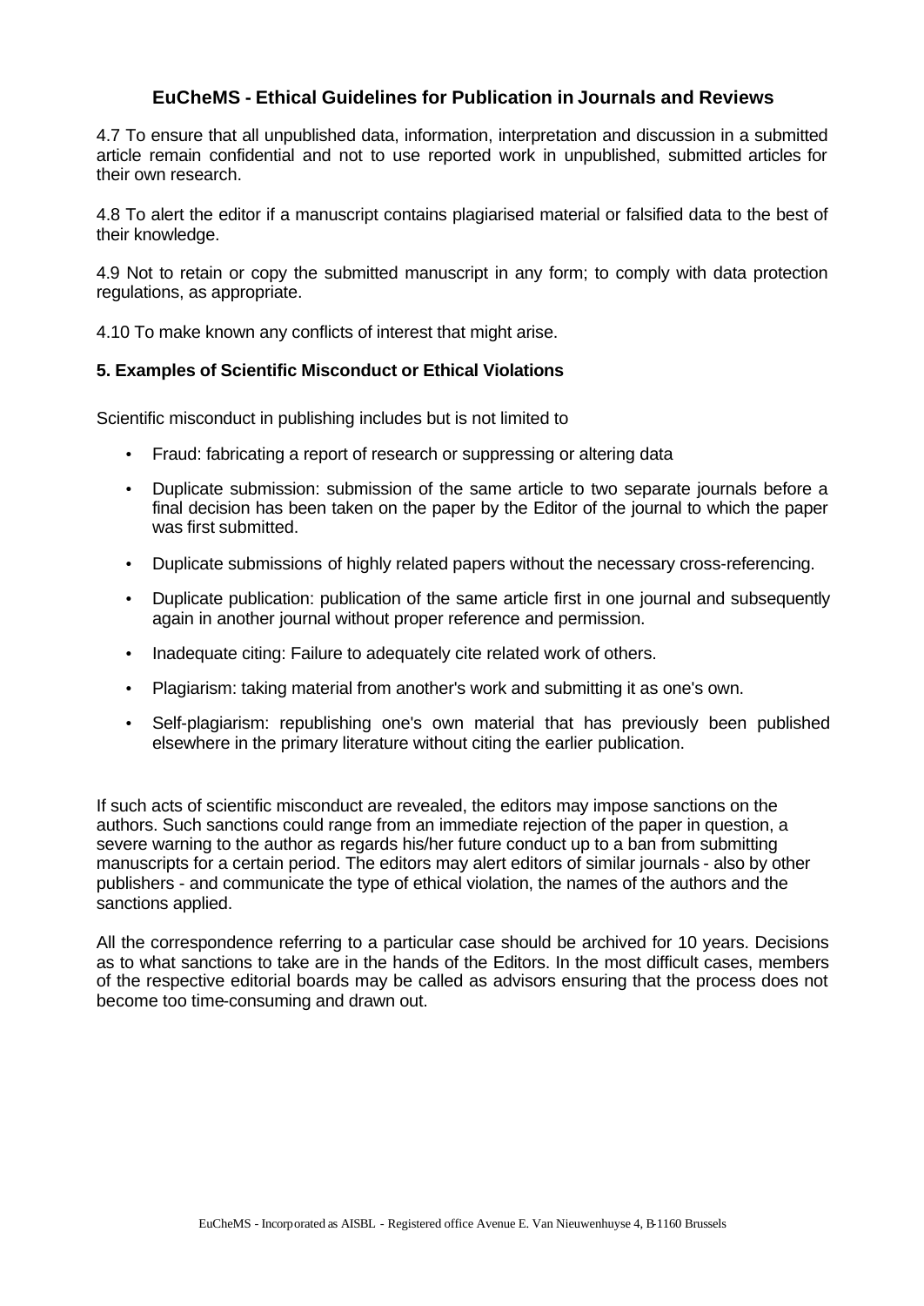4.7 To ensure that all unpublished data, information, interpretation and discussion in a submitted article remain confidential and not to use reported work in unpublished, submitted articles for their own research.

4.8 To alert the editor if a manuscript contains plagiarised material or falsified data to the best of their knowledge.

4.9 Not to retain or copy the submitted manuscript in any form; to comply with data protection regulations, as appropriate.

4.10 To make known any conflicts of interest that might arise.

**5. Examples of Scientific Misconduct or Ethical Violations**

Scientific misconduct in publishing includes but is not limited to

- Fraud: fabricating a report of research or suppressing or altering data
- Duplicate submission: submission of the same article to two separate journals before a final decision has been taken on the paper by the Editor of the journal to which the paper was first submitted.
- Duplicate submissions of highly related papers without the necessary cross-referencing.
- Duplicate publication: publication of the same article first in one journal and subsequently again in another journal without proper reference and permission.
- Inadequate citing: Failure to adequately cite related work of others.
- Plagiarism: taking material from another's work and submitting it as one's own.
- Self-plagiarism: republishing one's own material that has previously been published elsewhere in the primary literature without citing the earlier publication.

If such acts of scientific misconduct are revealed, the editors may impose sanctions on the authors. Such sanctions could range from an immediate rejection of the paper in question, a severe warning to the author as regards his/her future conduct up to a ban from submitting manuscripts for a certain period. The editors may alert editors of similar journals - also by other publishers - and communicate the type of ethical violation, the names of the authors and the sanctions applied.

All the correspondence referring to a particular case should be archived for 10 years. Decisions as to what sanctions to take are in the hands of the Editors. In the most difficult cases, members of the respective editorial boards may be called as advisors ensuring that the process does not become too time-consuming and drawn out.